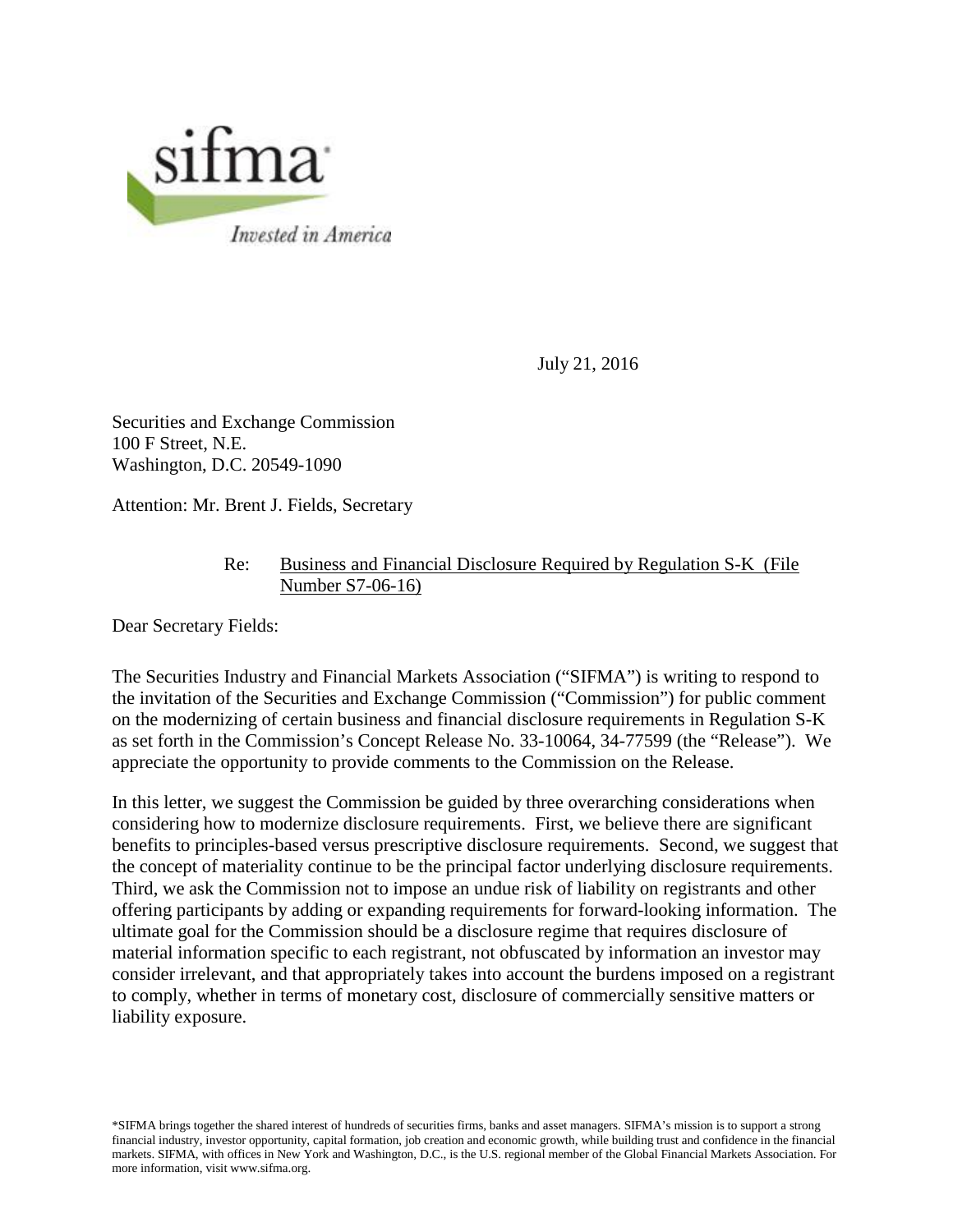sifma

*Invested in America*

July 21, 2016

Securities and Exchange Commission
100 F Street, N.E.
Washington, D.C. 20549-1090

Attention: Mr. Brent J. Fields, Secretary

Re: Business and Financial Disclosure Required by Regulation S-K (File Number S7-06-16)

Dear Secretary Fields:

The Securities Industry and Financial Markets Association ("SIFMA") is writing to respond to the invitation of the Securities and Exchange Commission ("Commission") for public comment on the modernizing of certain business and financial disclosure requirements in Regulation S-K as set forth in the Commission's Concept Release No. 33-10064, 34-77599 (the "Release"). We appreciate the opportunity to provide comments to the Commission on the Release.

In this letter, we suggest the Commission be guided by three overarching considerations when considering how to modernize disclosure requirements. First, we believe there are significant benefits to principles-based versus prescriptive disclosure requirements. Second, we suggest that the concept of materiality continue to be the principal factor underlying disclosure requirements. Third, we ask the Commission not to impose an undue risk of liability on registrants and other offering participants by adding or expanding requirements for forward-looking information. The ultimate goal for the Commission should be a disclosure regime that requires disclosure of material information specific to each registrant, not obfuscated by information an investor may consider irrelevant, and that appropriately takes into account the burdens imposed on a registrant to comply, whether in terms of monetary cost, disclosure of commercially sensitive matters or liability exposure.

*SIFMA brings together the shared interest of hundreds of securities firms, banks and asset managers. SIFMA's mission is to support a strong financial industry, investor opportunity, capital formation, job creation and economic growth, while building trust and confidence in the financial markets. SIFMA, with offices in New York and Washington, D.C., is the U.S. regional member of the Global Financial Markets Association. For more information, visit www.sifma.org.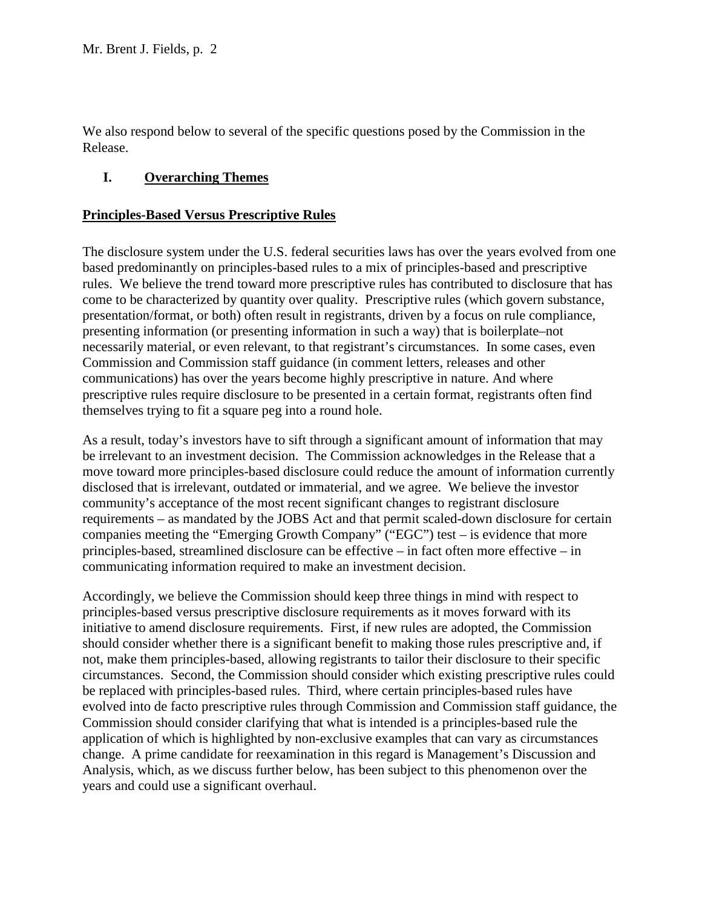We also respond below to several of the specific questions posed by the Commission in the Release.

## I. Overarching Themes

### Principles-Based Versus Prescriptive Rules

The disclosure system under the U.S. federal securities laws has over the years evolved from one based predominantly on principles-based rules to a mix of principles-based and prescriptive rules. We believe the trend toward more prescriptive rules has contributed to disclosure that has come to be characterized by quantity over quality. Prescriptive rules (which govern substance, presentation/format, or both) often result in registrants, driven by a focus on rule compliance, presenting information (or presenting information in such a way) that is boilerplate–not necessarily material, or even relevant, to that registrant's circumstances. In some cases, even Commission and Commission staff guidance (in comment letters, releases and other communications) has over the years become highly prescriptive in nature. And where prescriptive rules require disclosure to be presented in a certain format, registrants often find themselves trying to fit a square peg into a round hole.

As a result, today's investors have to sift through a significant amount of information that may be irrelevant to an investment decision. The Commission acknowledges in the Release that a move toward more principles-based disclosure could reduce the amount of information currently disclosed that is irrelevant, outdated or immaterial, and we agree. We believe the investor community's acceptance of the most recent significant changes to registrant disclosure requirements – as mandated by the JOBS Act and that permit scaled-down disclosure for certain companies meeting the "Emerging Growth Company" ("EGC") test – is evidence that more principles-based, streamlined disclosure can be effective – in fact often more effective – in communicating information required to make an investment decision.

Accordingly, we believe the Commission should keep three things in mind with respect to principles-based versus prescriptive disclosure requirements as it moves forward with its initiative to amend disclosure requirements. First, if new rules are adopted, the Commission should consider whether there is a significant benefit to making those rules prescriptive and, if not, make them principles-based, allowing registrants to tailor their disclosure to their specific circumstances. Second, the Commission should consider which existing prescriptive rules could be replaced with principles-based rules. Third, where certain principles-based rules have evolved into de facto prescriptive rules through Commission and Commission staff guidance, the Commission should consider clarifying that what is intended is a principles-based rule the application of which is highlighted by non-exclusive examples that can vary as circumstances change. A prime candidate for reexamination in this regard is Management's Discussion and Analysis, which, as we discuss further below, has been subject to this phenomenon over the years and could use a significant overhaul.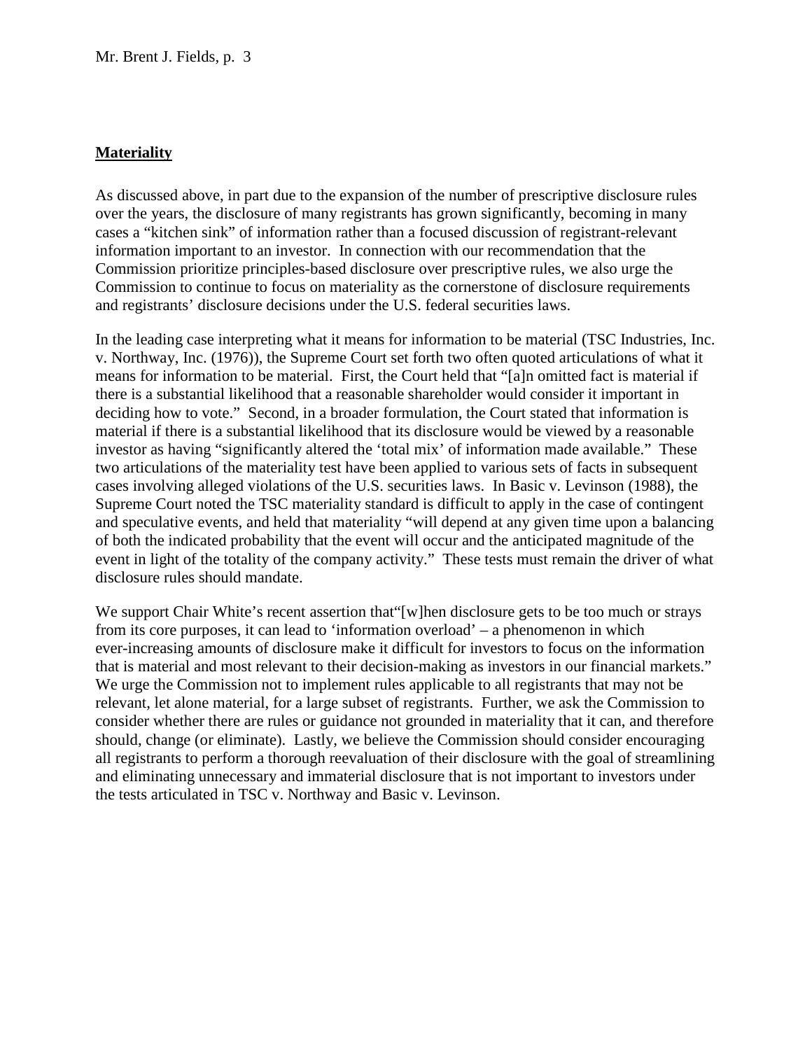## **Materiality**

As discussed above, in part due to the expansion of the number of prescriptive disclosure rules over the years, the disclosure of many registrants has grown significantly, becoming in many cases a "kitchen sink" of information rather than a focused discussion of registrant-relevant information important to an investor. In connection with our recommendation that the Commission prioritize principles-based disclosure over prescriptive rules, we also urge the Commission to continue to focus on materiality as the cornerstone of disclosure requirements and registrants' disclosure decisions under the U.S. federal securities laws.

In the leading case interpreting what it means for information to be material (TSC Industries, Inc. v. Northway, Inc. (1976)), the Supreme Court set forth two often quoted articulations of what it means for information to be material. First, the Court held that "[a]n omitted fact is material if there is a substantial likelihood that a reasonable shareholder would consider it important in deciding how to vote." Second, in a broader formulation, the Court stated that information is material if there is a substantial likelihood that its disclosure would be viewed by a reasonable investor as having "significantly altered the 'total mix' of information made available." These two articulations of the materiality test have been applied to various sets of facts in subsequent cases involving alleged violations of the U.S. securities laws. In Basic v. Levinson (1988), the Supreme Court noted the TSC materiality standard is difficult to apply in the case of contingent and speculative events, and held that materiality "will depend at any given time upon a balancing of both the indicated probability that the event will occur and the anticipated magnitude of the event in light of the totality of the company activity." These tests must remain the driver of what disclosure rules should mandate.

We support Chair White's recent assertion that"[w]hen disclosure gets to be too much or strays from its core purposes, it can lead to 'information overload' – a phenomenon in which ever-increasing amounts of disclosure make it difficult for investors to focus on the information that is material and most relevant to their decision-making as investors in our financial markets." We urge the Commission not to implement rules applicable to all registrants that may not be relevant, let alone material, for a large subset of registrants. Further, we ask the Commission to consider whether there are rules or guidance not grounded in materiality that it can, and therefore should, change (or eliminate). Lastly, we believe the Commission should consider encouraging all registrants to perform a thorough reevaluation of their disclosure with the goal of streamlining and eliminating unnecessary and immaterial disclosure that is not important to investors under the tests articulated in TSC v. Northway and Basic v. Levinson.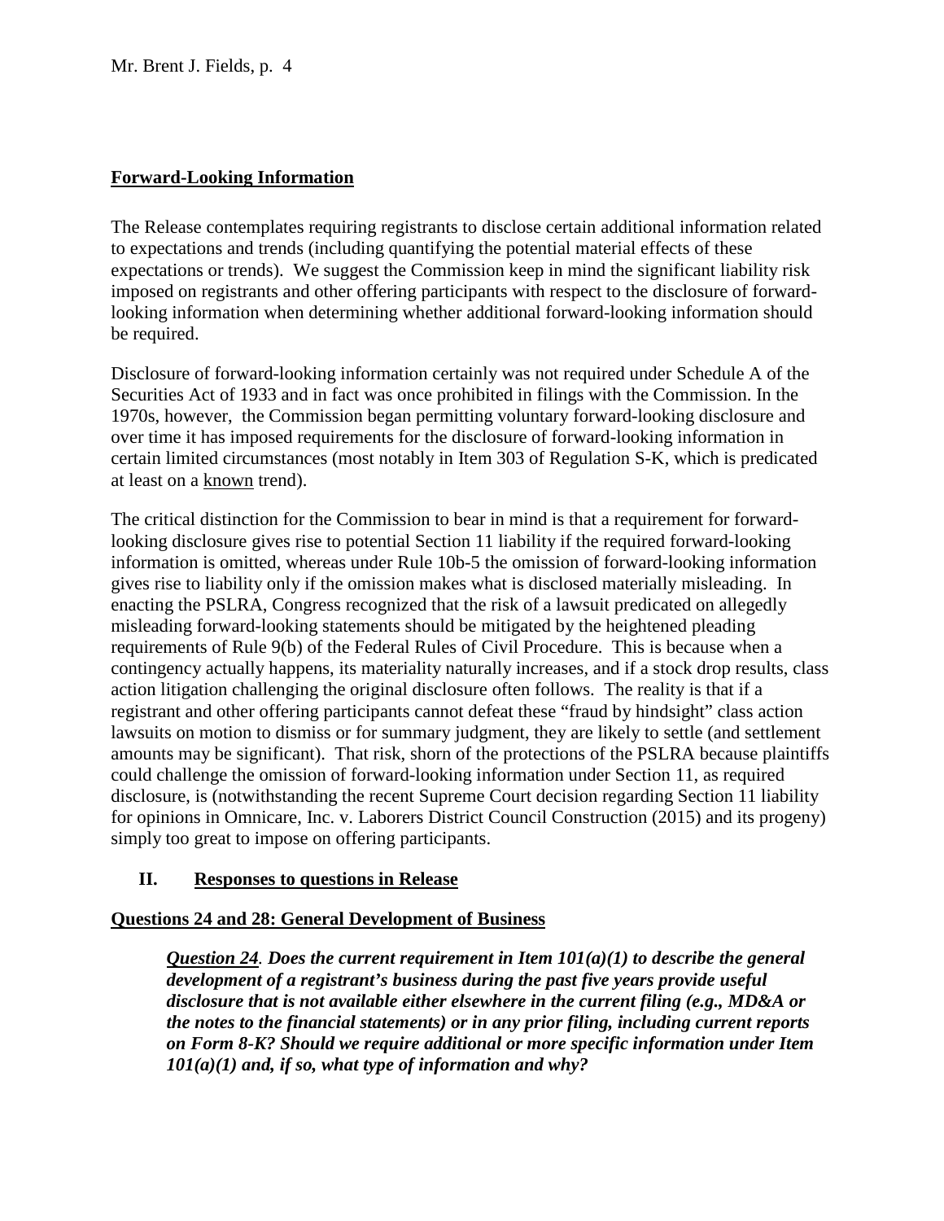## Forward-Looking Information

The Release contemplates requiring registrants to disclose certain additional information related to expectations and trends (including quantifying the potential material effects of these expectations or trends). We suggest the Commission keep in mind the significant liability risk imposed on registrants and other offering participants with respect to the disclosure of forward-looking information when determining whether additional forward-looking information should be required.

Disclosure of forward-looking information certainly was not required under Schedule A of the Securities Act of 1933 and in fact was once prohibited in filings with the Commission. In the 1970s, however, the Commission began permitting voluntary forward-looking disclosure and over time it has imposed requirements for the disclosure of forward-looking information in certain limited circumstances (most notably in Item 303 of Regulation S-K, which is predicated at least on a known trend).

The critical distinction for the Commission to bear in mind is that a requirement for forward-looking disclosure gives rise to potential Section 11 liability if the required forward-looking information is omitted, whereas under Rule 10b-5 the omission of forward-looking information gives rise to liability only if the omission makes what is disclosed materially misleading. In enacting the PSLRA, Congress recognized that the risk of a lawsuit predicated on allegedly misleading forward-looking statements should be mitigated by the heightened pleading requirements of Rule 9(b) of the Federal Rules of Civil Procedure. This is because when a contingency actually happens, its materiality naturally increases, and if a stock drop results, class action litigation challenging the original disclosure often follows. The reality is that if a registrant and other offering participants cannot defeat these "fraud by hindsight" class action lawsuits on motion to dismiss or for summary judgment, they are likely to settle (and settlement amounts may be significant). That risk, shorn of the protections of the PSLRA because plaintiffs could challenge the omission of forward-looking information under Section 11, as required disclosure, is (notwithstanding the recent Supreme Court decision regarding Section 11 liability for opinions in Omnicare, Inc. v. Laborers District Council Construction (2015) and its progeny) simply too great to impose on offering participants.

## II. Responses to questions in Release

### Questions 24 and 28: General Development of Business

***Question 24*. Does the current requirement in Item 101(a)(1) to describe the general development of a registrant's business during the past five years provide useful disclosure that is not available either elsewhere in the current filing (e.g., MD&A or the notes to the financial statements) or in any prior filing, including current reports on Form 8-K? Should we require additional or more specific information under Item 101(a)(1) and, if so, what type of information and why?**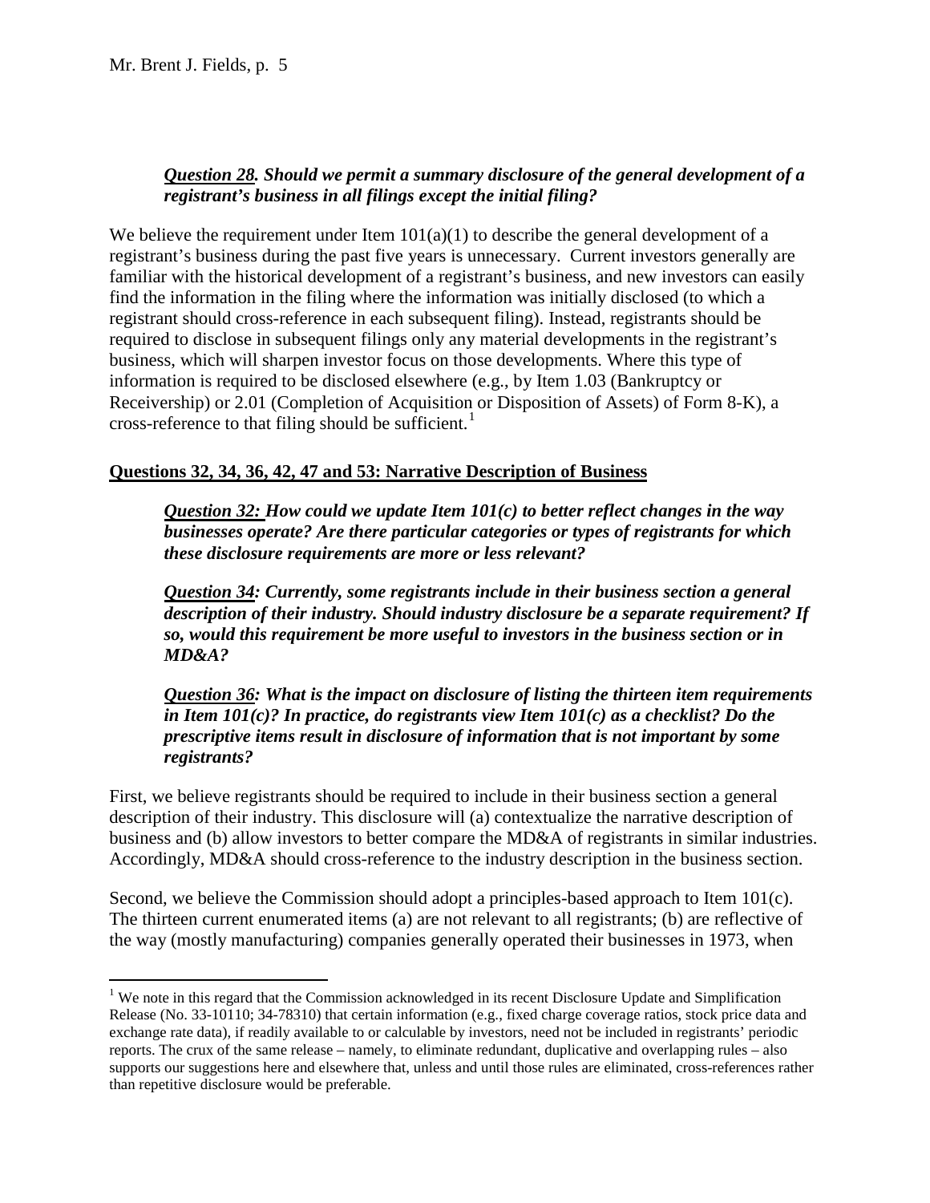***Question 28. Should we permit a summary disclosure of the general development of a registrant's business in all filings except the initial filing?***

We believe the requirement under Item 101(a)(1) to describe the general development of a registrant's business during the past five years is unnecessary. Current investors generally are familiar with the historical development of a registrant's business, and new investors can easily find the information in the filing where the information was initially disclosed (to which a registrant should cross-reference in each subsequent filing). Instead, registrants should be required to disclose in subsequent filings only any material developments in the registrant's business, which will sharpen investor focus on those developments. Where this type of information is required to be disclosed elsewhere (e.g., by Item 1.03 (Bankruptcy or Receivership) or 2.01 (Completion of Acquisition or Disposition of Assets) of Form 8-K), a cross-reference to that filing should be sufficient.[1]

**Questions 32, 34, 36, 42, 47 and 53: Narrative Description of Business**

***Question 32: How could we update Item 101(c) to better reflect changes in the way businesses operate? Are there particular categories or types of registrants for which these disclosure requirements are more or less relevant?***

***Question 34: Currently, some registrants include in their business section a general description of their industry. Should industry disclosure be a separate requirement? If so, would this requirement be more useful to investors in the business section or in MD&A?***

***Question 36: What is the impact on disclosure of listing the thirteen item requirements in Item 101(c)? In practice, do registrants view Item 101(c) as a checklist? Do the prescriptive items result in disclosure of information that is not important by some registrants?***

First, we believe registrants should be required to include in their business section a general description of their industry. This disclosure will (a) contextualize the narrative description of business and (b) allow investors to better compare the MD&A of registrants in similar industries. Accordingly, MD&A should cross-reference to the industry description in the business section.

Second, we believe the Commission should adopt a principles-based approach to Item 101(c). The thirteen current enumerated items (a) are not relevant to all registrants; (b) are reflective of the way (mostly manufacturing) companies generally operated their businesses in 1973, when

---

[1] We note in this regard that the Commission acknowledged in its recent Disclosure Update and Simplification Release (No. 33-10110; 34-78310) that certain information (e.g., fixed charge coverage ratios, stock price data and exchange rate data), if readily available to or calculable by investors, need not be included in registrants' periodic reports. The crux of the same release – namely, to eliminate redundant, duplicative and overlapping rules – also supports our suggestions here and elsewhere that, unless and until those rules are eliminated, cross-references rather than repetitive disclosure would be preferable.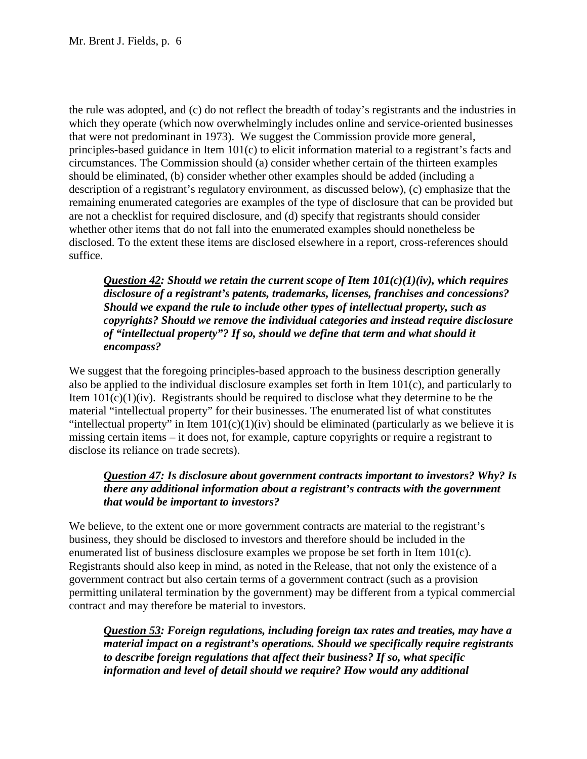the rule was adopted, and (c) do not reflect the breadth of today's registrants and the industries in which they operate (which now overwhelmingly includes online and service-oriented businesses that were not predominant in 1973). We suggest the Commission provide more general, principles-based guidance in Item 101(c) to elicit information material to a registrant's facts and circumstances. The Commission should (a) consider whether certain of the thirteen examples should be eliminated, (b) consider whether other examples should be added (including a description of a registrant's regulatory environment, as discussed below), (c) emphasize that the remaining enumerated categories are examples of the type of disclosure that can be provided but are not a checklist for required disclosure, and (d) specify that registrants should consider whether other items that do not fall into the enumerated examples should nonetheless be disclosed. To the extent these items are disclosed elsewhere in a report, cross-references should suffice.

> ***Question 42**: Should we retain the current scope of Item 101(c)(1)(iv), which requires disclosure of a registrant's patents, trademarks, licenses, franchises and concessions? Should we expand the rule to include other types of intellectual property, such as copyrights? Should we remove the individual categories and instead require disclosure of "intellectual property"? If so, should we define that term and what should it encompass?*

We suggest that the foregoing principles-based approach to the business description generally also be applied to the individual disclosure examples set forth in Item 101(c), and particularly to Item 101(c)(1)(iv). Registrants should be required to disclose what they determine to be the material "intellectual property" for their businesses. The enumerated list of what constitutes "intellectual property" in Item 101(c)(1)(iv) should be eliminated (particularly as we believe it is missing certain items – it does not, for example, capture copyrights or require a registrant to disclose its reliance on trade secrets).

> ***Question 47**: Is disclosure about government contracts important to investors? Why? Is there any additional information about a registrant's contracts with the government that would be important to investors?*

We believe, to the extent one or more government contracts are material to the registrant's business, they should be disclosed to investors and therefore should be included in the enumerated list of business disclosure examples we propose be set forth in Item 101(c). Registrants should also keep in mind, as noted in the Release, that not only the existence of a government contract but also certain terms of a government contract (such as a provision permitting unilateral termination by the government) may be different from a typical commercial contract and may therefore be material to investors.

> ***Question 53**: Foreign regulations, including foreign tax rates and treaties, may have a material impact on a registrant's operations. Should we specifically require registrants to describe foreign regulations that affect their business? If so, what specific information and level of detail should we require? How would any additional*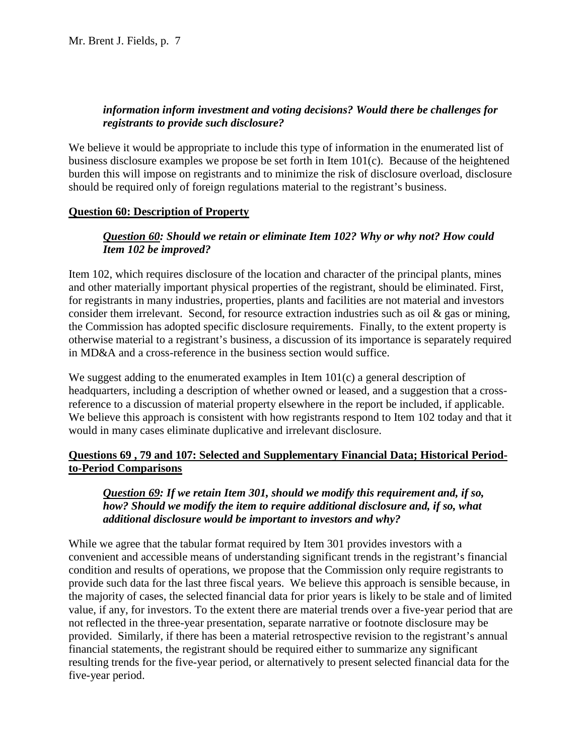***information inform investment and voting decisions? Would there be challenges for registrants to provide such disclosure?***

We believe it would be appropriate to include this type of information in the enumerated list of business disclosure examples we propose be set forth in Item 101(c). Because of the heightened burden this will impose on registrants and to minimize the risk of disclosure overload, disclosure should be required only of foreign regulations material to the registrant's business.

**<u>Question 60: Description of Property</u>**

***<u>Question 60</u>: Should we retain or eliminate Item 102? Why or why not? How could Item 102 be improved?***

Item 102, which requires disclosure of the location and character of the principal plants, mines and other materially important physical properties of the registrant, should be eliminated. First, for registrants in many industries, properties, plants and facilities are not material and investors consider them irrelevant. Second, for resource extraction industries such as oil & gas or mining, the Commission has adopted specific disclosure requirements. Finally, to the extent property is otherwise material to a registrant's business, a discussion of its importance is separately required in MD&A and a cross-reference in the business section would suffice.

We suggest adding to the enumerated examples in Item 101(c) a general description of headquarters, including a description of whether owned or leased, and a suggestion that a cross-reference to a discussion of material property elsewhere in the report be included, if applicable. We believe this approach is consistent with how registrants respond to Item 102 today and that it would in many cases eliminate duplicative and irrelevant disclosure.

**<u>Questions 69 , 79 and 107: Selected and Supplementary Financial Data; Historical Period-to-Period Comparisons</u>**

***<u>Question 69</u>: If we retain Item 301, should we modify this requirement and, if so, how? Should we modify the item to require additional disclosure and, if so, what additional disclosure would be important to investors and why?***

While we agree that the tabular format required by Item 301 provides investors with a convenient and accessible means of understanding significant trends in the registrant's financial condition and results of operations, we propose that the Commission only require registrants to provide such data for the last three fiscal years. We believe this approach is sensible because, in the majority of cases, the selected financial data for prior years is likely to be stale and of limited value, if any, for investors. To the extent there are material trends over a five-year period that are not reflected in the three-year presentation, separate narrative or footnote disclosure may be provided. Similarly, if there has been a material retrospective revision to the registrant's annual financial statements, the registrant should be required either to summarize any significant resulting trends for the five-year period, or alternatively to present selected financial data for the five-year period.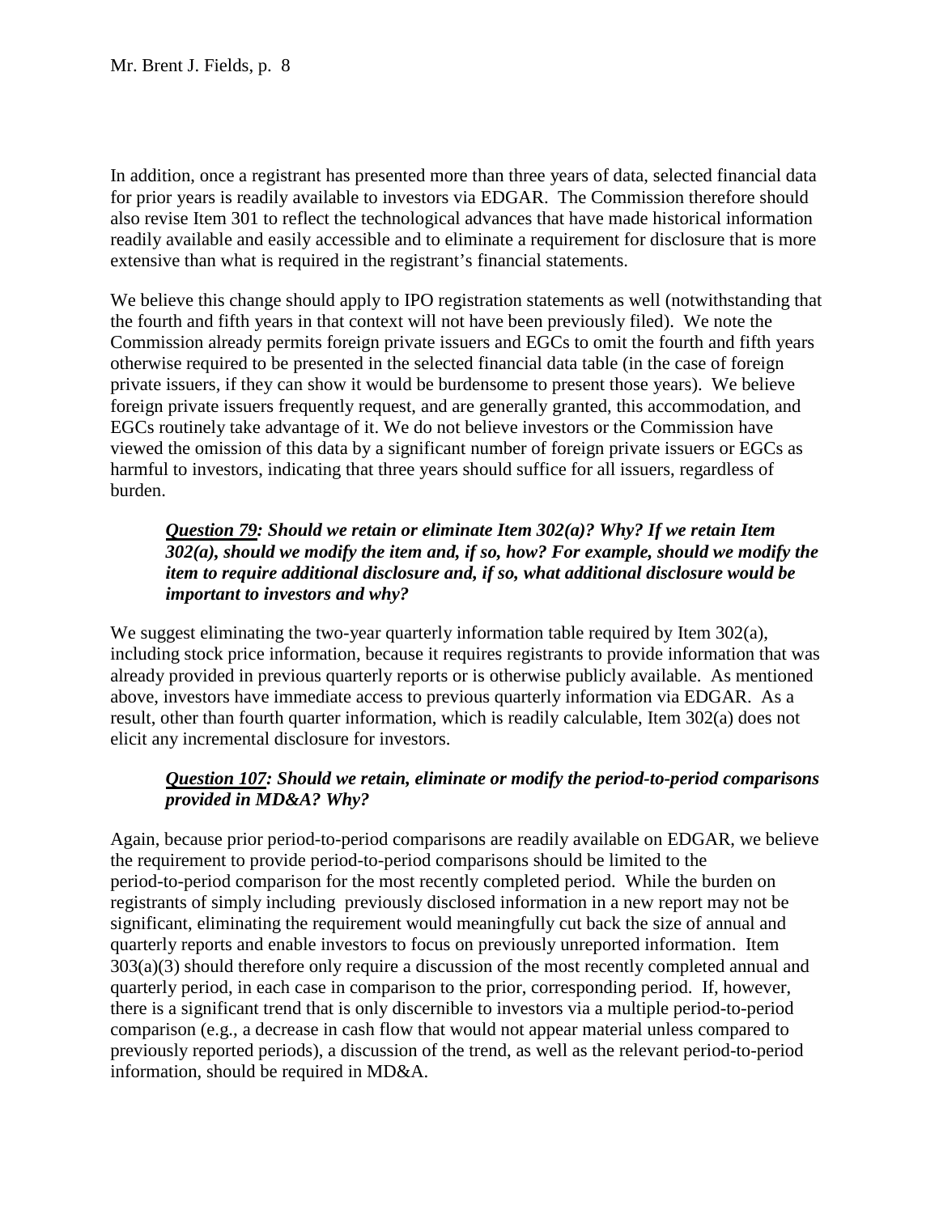In addition, once a registrant has presented more than three years of data, selected financial data for prior years is readily available to investors via EDGAR. The Commission therefore should also revise Item 301 to reflect the technological advances that have made historical information readily available and easily accessible and to eliminate a requirement for disclosure that is more extensive than what is required in the registrant's financial statements.

We believe this change should apply to IPO registration statements as well (notwithstanding that the fourth and fifth years in that context will not have been previously filed). We note the Commission already permits foreign private issuers and EGCs to omit the fourth and fifth years otherwise required to be presented in the selected financial data table (in the case of foreign private issuers, if they can show it would be burdensome to present those years). We believe foreign private issuers frequently request, and are generally granted, this accommodation, and EGCs routinely take advantage of it. We do not believe investors or the Commission have viewed the omission of this data by a significant number of foreign private issuers or EGCs as harmful to investors, indicating that three years should suffice for all issuers, regardless of burden.

> ***<u>Question 79</u>: Should we retain or eliminate Item 302(a)? Why? If we retain Item 302(a), should we modify the item and, if so, how? For example, should we modify the item to require additional disclosure and, if so, what additional disclosure would be important to investors and why?***

We suggest eliminating the two-year quarterly information table required by Item 302(a), including stock price information, because it requires registrants to provide information that was already provided in previous quarterly reports or is otherwise publicly available. As mentioned above, investors have immediate access to previous quarterly information via EDGAR. As a result, other than fourth quarter information, which is readily calculable, Item 302(a) does not elicit any incremental disclosure for investors.

> ***<u>Question 107</u>: Should we retain, eliminate or modify the period-to-period comparisons provided in MD&A? Why?***

Again, because prior period-to-period comparisons are readily available on EDGAR, we believe the requirement to provide period-to-period comparisons should be limited to the period-to-period comparison for the most recently completed period. While the burden on registrants of simply including previously disclosed information in a new report may not be significant, eliminating the requirement would meaningfully cut back the size of annual and quarterly reports and enable investors to focus on previously unreported information. Item 303(a)(3) should therefore only require a discussion of the most recently completed annual and quarterly period, in each case in comparison to the prior, corresponding period. If, however, there is a significant trend that is only discernible to investors via a multiple period-to-period comparison (e.g., a decrease in cash flow that would not appear material unless compared to previously reported periods), a discussion of the trend, as well as the relevant period-to-period information, should be required in MD&A.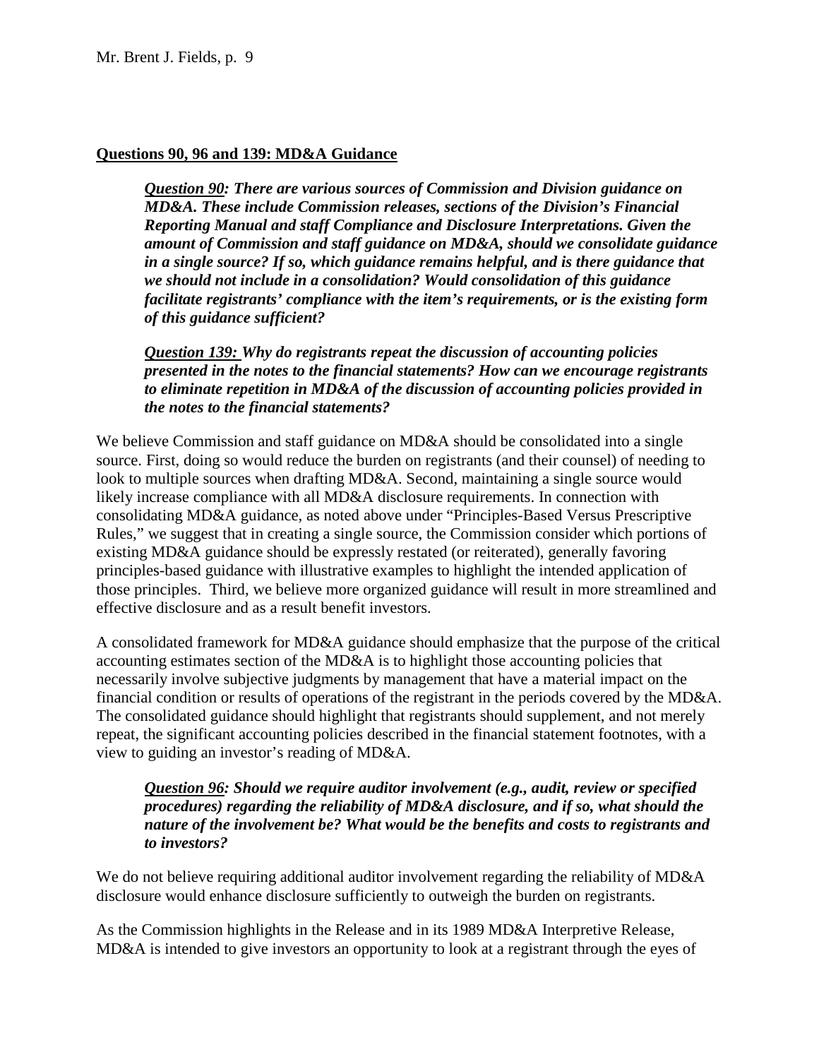**<u>Questions 90, 96 and 139: MD&A Guidance</u>**

> ***<u>Question 90</u>: There are various sources of Commission and Division guidance on MD&A. These include Commission releases, sections of the Division's Financial Reporting Manual and staff Compliance and Disclosure Interpretations. Given the amount of Commission and staff guidance on MD&A, should we consolidate guidance in a single source? If so, which guidance remains helpful, and is there guidance that we should not include in a consolidation? Would consolidation of this guidance facilitate registrants' compliance with the item's requirements, or is the existing form of this guidance sufficient?***
>
> ***<u>Question 139:</u> Why do registrants repeat the discussion of accounting policies presented in the notes to the financial statements? How can we encourage registrants to eliminate repetition in MD&A of the discussion of accounting policies provided in the notes to the financial statements?***

We believe Commission and staff guidance on MD&A should be consolidated into a single source. First, doing so would reduce the burden on registrants (and their counsel) of needing to look to multiple sources when drafting MD&A. Second, maintaining a single source would likely increase compliance with all MD&A disclosure requirements. In connection with consolidating MD&A guidance, as noted above under "Principles-Based Versus Prescriptive Rules," we suggest that in creating a single source, the Commission consider which portions of existing MD&A guidance should be expressly restated (or reiterated), generally favoring principles-based guidance with illustrative examples to highlight the intended application of those principles. Third, we believe more organized guidance will result in more streamlined and effective disclosure and as a result benefit investors.

A consolidated framework for MD&A guidance should emphasize that the purpose of the critical accounting estimates section of the MD&A is to highlight those accounting policies that necessarily involve subjective judgments by management that have a material impact on the financial condition or results of operations of the registrant in the periods covered by the MD&A. The consolidated guidance should highlight that registrants should supplement, and not merely repeat, the significant accounting policies described in the financial statement footnotes, with a view to guiding an investor's reading of MD&A.

> ***<u>Question 96</u>: Should we require auditor involvement (e.g., audit, review or specified procedures) regarding the reliability of MD&A disclosure, and if so, what should the nature of the involvement be? What would be the benefits and costs to registrants and to investors?***

We do not believe requiring additional auditor involvement regarding the reliability of MD&A disclosure would enhance disclosure sufficiently to outweigh the burden on registrants.

As the Commission highlights in the Release and in its 1989 MD&A Interpretive Release, MD&A is intended to give investors an opportunity to look at a registrant through the eyes of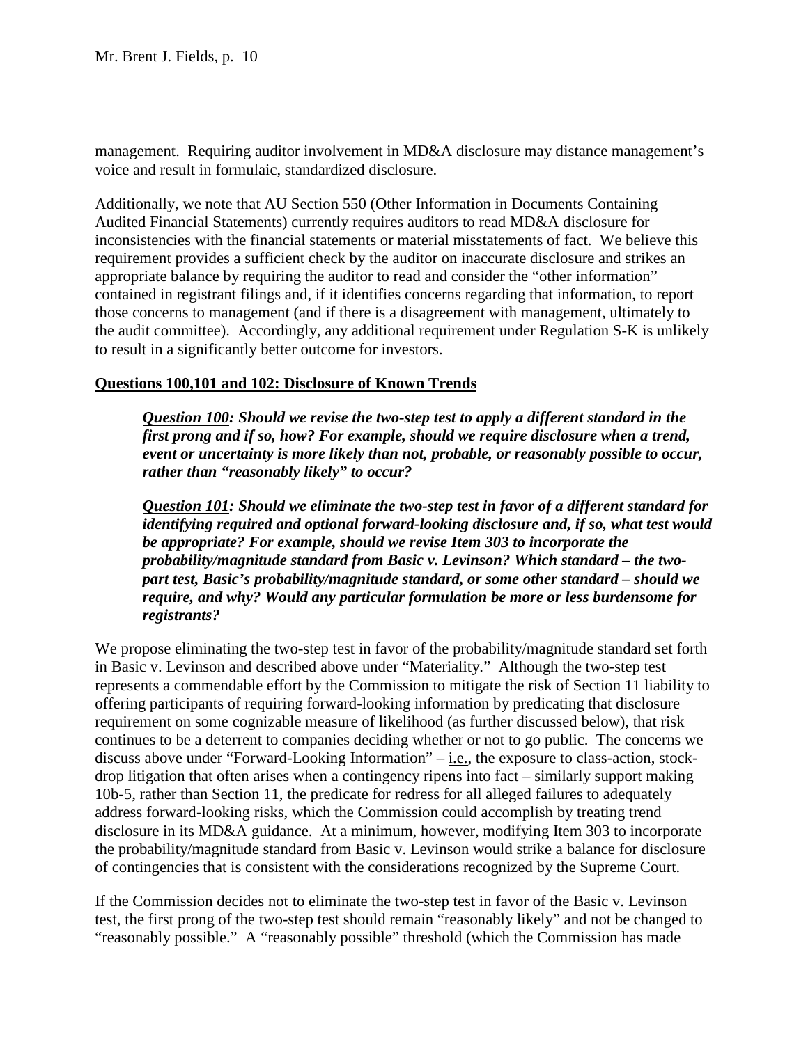management. Requiring auditor involvement in MD&A disclosure may distance management's voice and result in formulaic, standardized disclosure.

Additionally, we note that AU Section 550 (Other Information in Documents Containing Audited Financial Statements) currently requires auditors to read MD&A disclosure for inconsistencies with the financial statements or material misstatements of fact. We believe this requirement provides a sufficient check by the auditor on inaccurate disclosure and strikes an appropriate balance by requiring the auditor to read and consider the "other information" contained in registrant filings and, if it identifies concerns regarding that information, to report those concerns to management (and if there is a disagreement with management, ultimately to the audit committee). Accordingly, any additional requirement under Regulation S-K is unlikely to result in a significantly better outcome for investors.

**Questions 100,101 and 102: Disclosure of Known Trends**

> ***Question 100**: Should we revise the two-step test to apply a different standard in the first prong and if so, how? For example, should we require disclosure when a trend, event or uncertainty is more likely than not, probable, or reasonably possible to occur, rather than "reasonably likely" to occur?*
>
> ***Question 101**: Should we eliminate the two-step test in favor of a different standard for identifying required and optional forward-looking disclosure and, if so, what test would be appropriate? For example, should we revise Item 303 to incorporate the probability/magnitude standard from Basic v. Levinson? Which standard – the two-part test, Basic's probability/magnitude standard, or some other standard – should we require, and why? Would any particular formulation be more or less burdensome for registrants?*

We propose eliminating the two-step test in favor of the probability/magnitude standard set forth in Basic v. Levinson and described above under "Materiality." Although the two-step test represents a commendable effort by the Commission to mitigate the risk of Section 11 liability to offering participants of requiring forward-looking information by predicating that disclosure requirement on some cognizable measure of likelihood (as further discussed below), that risk continues to be a deterrent to companies deciding whether or not to go public. The concerns we discuss above under "Forward-Looking Information" – i.e., the exposure to class-action, stock-drop litigation that often arises when a contingency ripens into fact – similarly support making 10b-5, rather than Section 11, the predicate for redress for all alleged failures to adequately address forward-looking risks, which the Commission could accomplish by treating trend disclosure in its MD&A guidance. At a minimum, however, modifying Item 303 to incorporate the probability/magnitude standard from Basic v. Levinson would strike a balance for disclosure of contingencies that is consistent with the considerations recognized by the Supreme Court.

If the Commission decides not to eliminate the two-step test in favor of the Basic v. Levinson test, the first prong of the two-step test should remain "reasonably likely" and not be changed to "reasonably possible." A "reasonably possible" threshold (which the Commission has made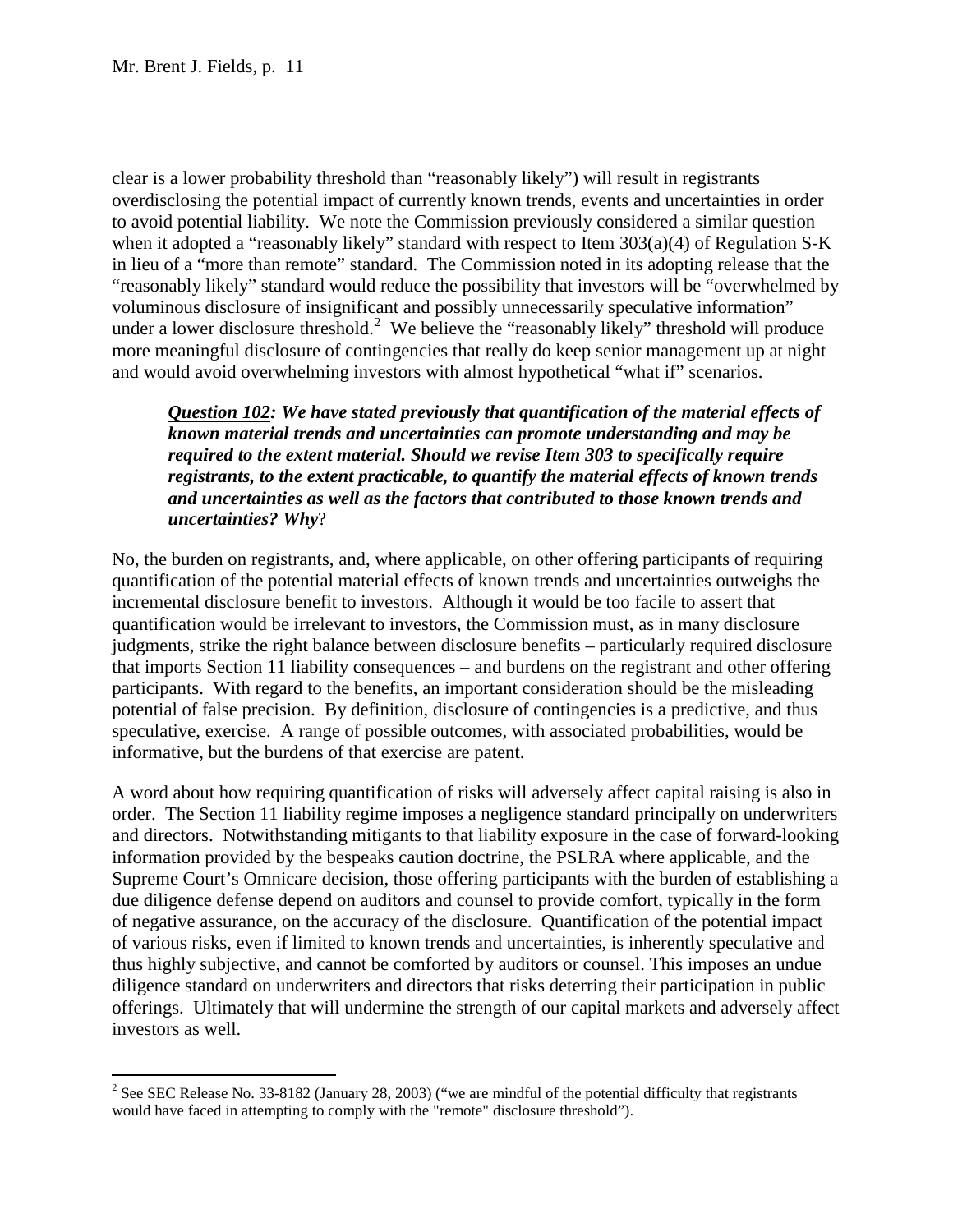clear is a lower probability threshold than "reasonably likely") will result in registrants overdisclosing the potential impact of currently known trends, events and uncertainties in order to avoid potential liability. We note the Commission previously considered a similar question when it adopted a "reasonably likely" standard with respect to Item 303(a)(4) of Regulation S-K in lieu of a "more than remote" standard. The Commission noted in its adopting release that the "reasonably likely" standard would reduce the possibility that investors will be "overwhelmed by voluminous disclosure of insignificant and possibly unnecessarily speculative information" under a lower disclosure threshold.[2] We believe the "reasonably likely" threshold will produce more meaningful disclosure of contingencies that really do keep senior management up at night and would avoid overwhelming investors with almost hypothetical "what if" scenarios.

> ***Question 102*: We have stated previously that quantification of the material effects of known material trends and uncertainties can promote understanding and may be required to the extent material. Should we revise Item 303 to specifically require registrants, to the extent practicable, to quantify the material effects of known trends and uncertainties as well as the factors that contributed to those known trends and uncertainties? Why?**

No, the burden on registrants, and, where applicable, on other offering participants of requiring quantification of the potential material effects of known trends and uncertainties outweighs the incremental disclosure benefit to investors. Although it would be too facile to assert that quantification would be irrelevant to investors, the Commission must, as in many disclosure judgments, strike the right balance between disclosure benefits – particularly required disclosure that imports Section 11 liability consequences – and burdens on the registrant and other offering participants. With regard to the benefits, an important consideration should be the misleading potential of false precision. By definition, disclosure of contingencies is a predictive, and thus speculative, exercise. A range of possible outcomes, with associated probabilities, would be informative, but the burdens of that exercise are patent.

A word about how requiring quantification of risks will adversely affect capital raising is also in order. The Section 11 liability regime imposes a negligence standard principally on underwriters and directors. Notwithstanding mitigants to that liability exposure in the case of forward-looking information provided by the bespeaks caution doctrine, the PSLRA where applicable, and the Supreme Court's Omnicare decision, those offering participants with the burden of establishing a due diligence defense depend on auditors and counsel to provide comfort, typically in the form of negative assurance, on the accuracy of the disclosure. Quantification of the potential impact of various risks, even if limited to known trends and uncertainties, is inherently speculative and thus highly subjective, and cannot be comforted by auditors or counsel. This imposes an undue diligence standard on underwriters and directors that risks deterring their participation in public offerings. Ultimately that will undermine the strength of our capital markets and adversely affect investors as well.

---

[2] See SEC Release No. 33-8182 (January 28, 2003) ("we are mindful of the potential difficulty that registrants would have faced in attempting to comply with the "remote" disclosure threshold").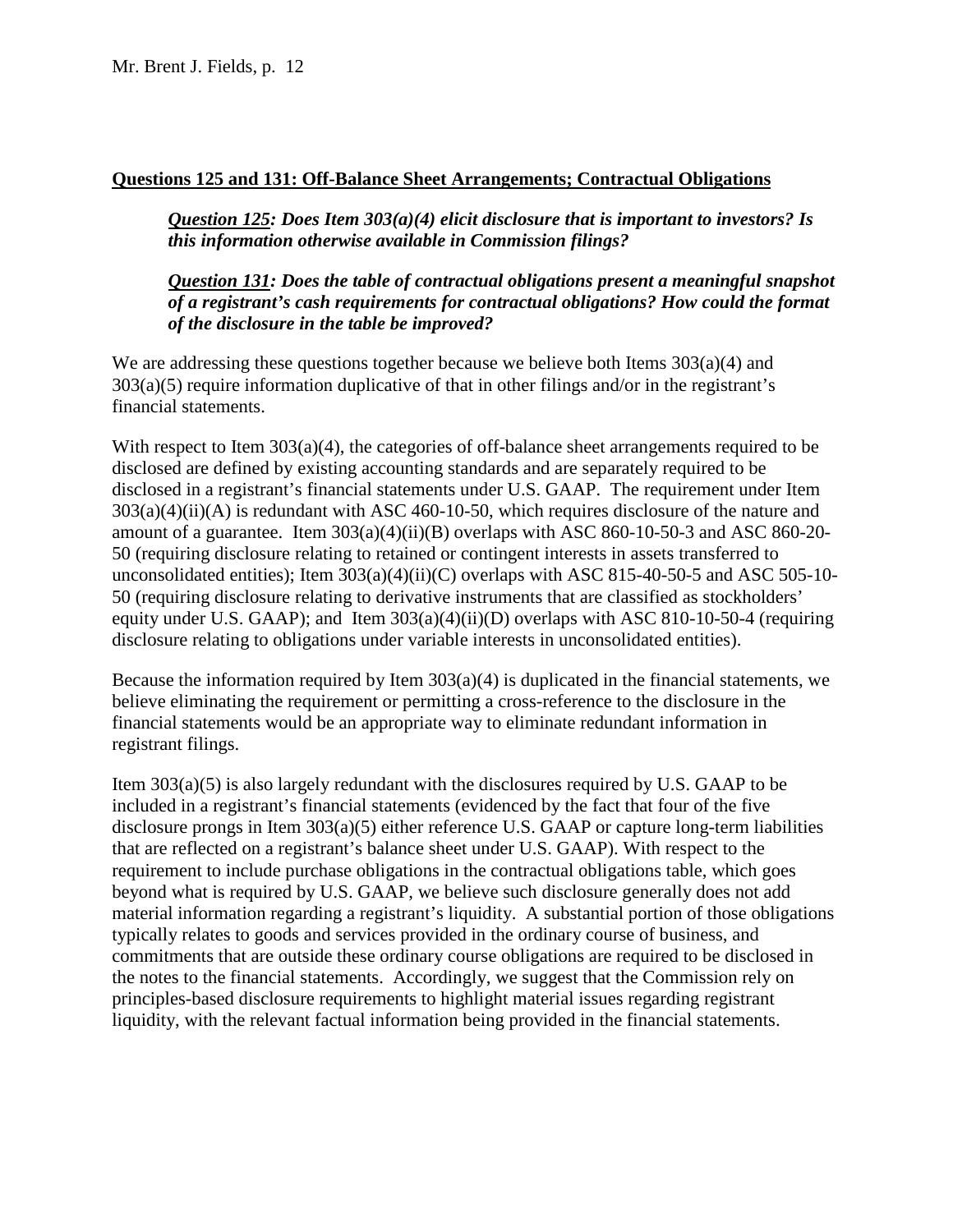**Questions 125 and 131: Off-Balance Sheet Arrangements; Contractual Obligations**

> ***Question 125**: Does Item 303(a)(4) elicit disclosure that is important to investors? Is this information otherwise available in Commission filings?*
>
> ***Question 131**: Does the table of contractual obligations present a meaningful snapshot of a registrant's cash requirements for contractual obligations? How could the format of the disclosure in the table be improved?*

We are addressing these questions together because we believe both Items 303(a)(4) and 303(a)(5) require information duplicative of that in other filings and/or in the registrant's financial statements.

With respect to Item 303(a)(4), the categories of off-balance sheet arrangements required to be disclosed are defined by existing accounting standards and are separately required to be disclosed in a registrant's financial statements under U.S. GAAP. The requirement under Item 303(a)(4)(ii)(A) is redundant with ASC 460-10-50, which requires disclosure of the nature and amount of a guarantee. Item 303(a)(4)(ii)(B) overlaps with ASC 860-10-50-3 and ASC 860-20-50 (requiring disclosure relating to retained or contingent interests in assets transferred to unconsolidated entities); Item 303(a)(4)(ii)(C) overlaps with ASC 815-40-50-5 and ASC 505-10-50 (requiring disclosure relating to derivative instruments that are classified as stockholders' equity under U.S. GAAP); and Item 303(a)(4)(ii)(D) overlaps with ASC 810-10-50-4 (requiring disclosure relating to obligations under variable interests in unconsolidated entities).

Because the information required by Item 303(a)(4) is duplicated in the financial statements, we believe eliminating the requirement or permitting a cross-reference to the disclosure in the financial statements would be an appropriate way to eliminate redundant information in registrant filings.

Item 303(a)(5) is also largely redundant with the disclosures required by U.S. GAAP to be included in a registrant's financial statements (evidenced by the fact that four of the five disclosure prongs in Item 303(a)(5) either reference U.S. GAAP or capture long-term liabilities that are reflected on a registrant's balance sheet under U.S. GAAP). With respect to the requirement to include purchase obligations in the contractual obligations table, which goes beyond what is required by U.S. GAAP, we believe such disclosure generally does not add material information regarding a registrant's liquidity. A substantial portion of those obligations typically relates to goods and services provided in the ordinary course of business, and commitments that are outside these ordinary course obligations are required to be disclosed in the notes to the financial statements. Accordingly, we suggest that the Commission rely on principles-based disclosure requirements to highlight material issues regarding registrant liquidity, with the relevant factual information being provided in the financial statements.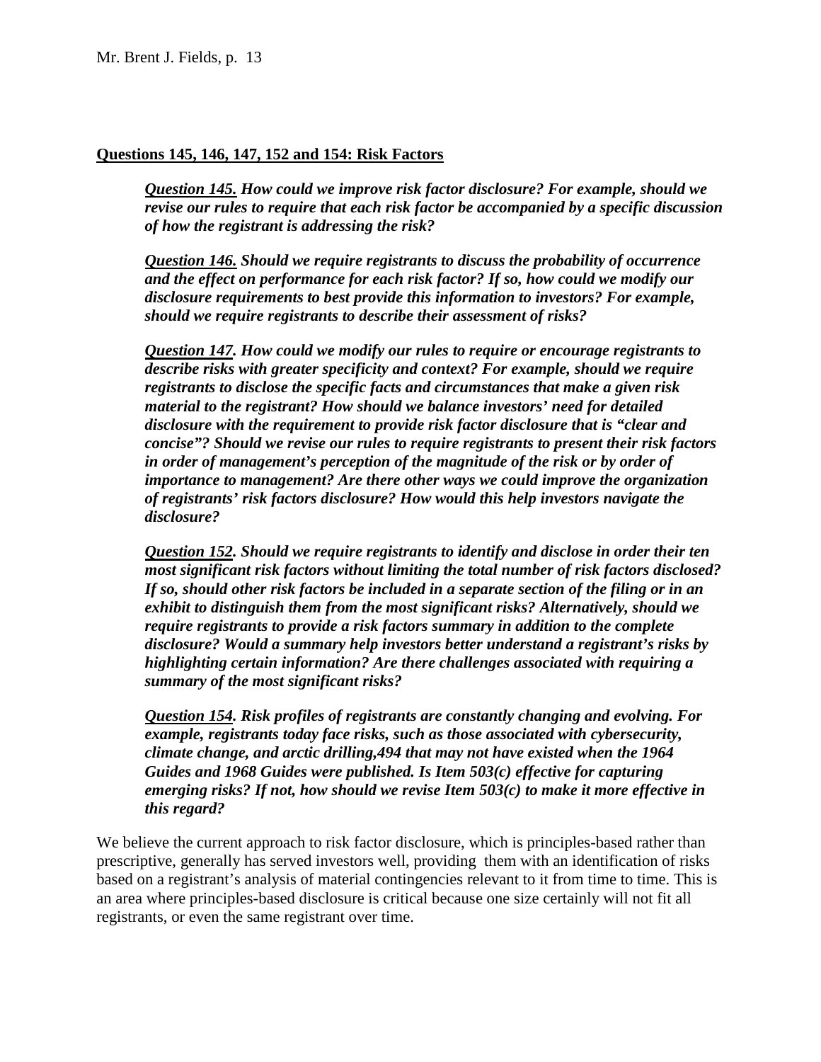**<u>Questions 145, 146, 147, 152 and 154: Risk Factors</u>**

> ***<u>Question 145.</u> How could we improve risk factor disclosure? For example, should we revise our rules to require that each risk factor be accompanied by a specific discussion of how the registrant is addressing the risk?***
>
> ***<u>Question 146.</u> Should we require registrants to discuss the probability of occurrence and the effect on performance for each risk factor? If so, how could we modify our disclosure requirements to best provide this information to investors? For example, should we require registrants to describe their assessment of risks?***
>
> ***<u>Question 147</u>. How could we modify our rules to require or encourage registrants to describe risks with greater specificity and context? For example, should we require registrants to disclose the specific facts and circumstances that make a given risk material to the registrant? How should we balance investors' need for detailed disclosure with the requirement to provide risk factor disclosure that is "clear and concise"? Should we revise our rules to require registrants to present their risk factors in order of management's perception of the magnitude of the risk or by order of importance to management? Are there other ways we could improve the organization of registrants' risk factors disclosure? How would this help investors navigate the disclosure?***
>
> ***<u>Question 152</u>. Should we require registrants to identify and disclose in order their ten most significant risk factors without limiting the total number of risk factors disclosed? If so, should other risk factors be included in a separate section of the filing or in an exhibit to distinguish them from the most significant risks? Alternatively, should we require registrants to provide a risk factors summary in addition to the complete disclosure? Would a summary help investors better understand a registrant's risks by highlighting certain information? Are there challenges associated with requiring a summary of the most significant risks?***
>
> ***<u>Question 154</u>. Risk profiles of registrants are constantly changing and evolving. For example, registrants today face risks, such as those associated with cybersecurity, climate change, and arctic drilling,494 that may not have existed when the 1964 Guides and 1968 Guides were published. Is Item 503(c) effective for capturing emerging risks? If not, how should we revise Item 503(c) to make it more effective in this regard?***

We believe the current approach to risk factor disclosure, which is principles-based rather than prescriptive, generally has served investors well, providing them with an identification of risks based on a registrant's analysis of material contingencies relevant to it from time to time. This is an area where principles-based disclosure is critical because one size certainly will not fit all registrants, or even the same registrant over time.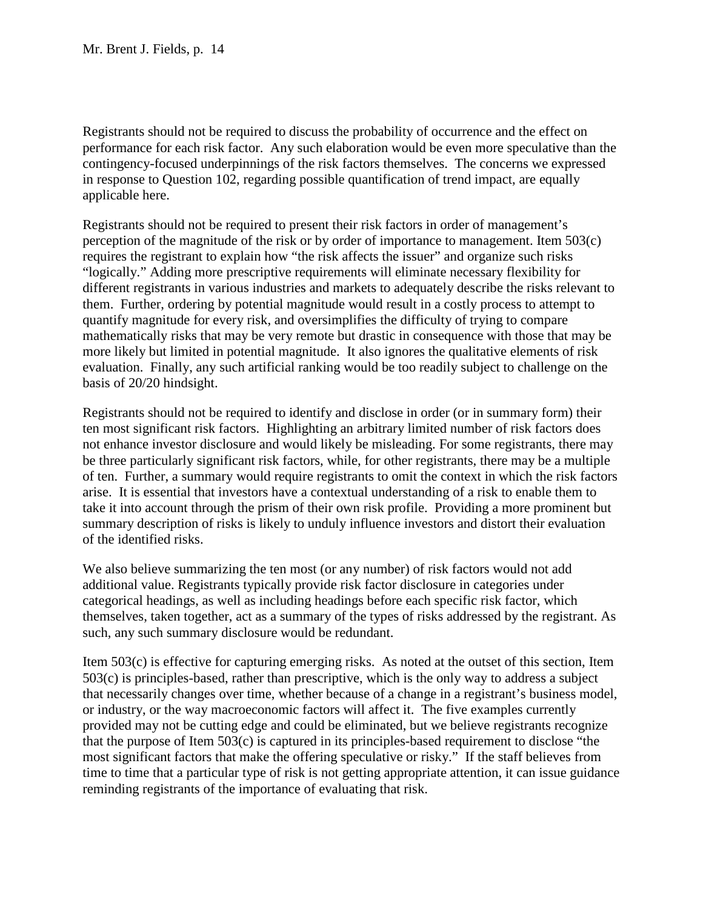Registrants should not be required to discuss the probability of occurrence and the effect on performance for each risk factor. Any such elaboration would be even more speculative than the contingency-focused underpinnings of the risk factors themselves. The concerns we expressed in response to Question 102, regarding possible quantification of trend impact, are equally applicable here.

Registrants should not be required to present their risk factors in order of management's perception of the magnitude of the risk or by order of importance to management. Item 503(c) requires the registrant to explain how "the risk affects the issuer" and organize such risks "logically." Adding more prescriptive requirements will eliminate necessary flexibility for different registrants in various industries and markets to adequately describe the risks relevant to them. Further, ordering by potential magnitude would result in a costly process to attempt to quantify magnitude for every risk, and oversimplifies the difficulty of trying to compare mathematically risks that may be very remote but drastic in consequence with those that may be more likely but limited in potential magnitude. It also ignores the qualitative elements of risk evaluation. Finally, any such artificial ranking would be too readily subject to challenge on the basis of 20/20 hindsight.

Registrants should not be required to identify and disclose in order (or in summary form) their ten most significant risk factors. Highlighting an arbitrary limited number of risk factors does not enhance investor disclosure and would likely be misleading. For some registrants, there may be three particularly significant risk factors, while, for other registrants, there may be a multiple of ten. Further, a summary would require registrants to omit the context in which the risk factors arise. It is essential that investors have a contextual understanding of a risk to enable them to take it into account through the prism of their own risk profile. Providing a more prominent but summary description of risks is likely to unduly influence investors and distort their evaluation of the identified risks.

We also believe summarizing the ten most (or any number) of risk factors would not add additional value. Registrants typically provide risk factor disclosure in categories under categorical headings, as well as including headings before each specific risk factor, which themselves, taken together, act as a summary of the types of risks addressed by the registrant. As such, any such summary disclosure would be redundant.

Item 503(c) is effective for capturing emerging risks. As noted at the outset of this section, Item 503(c) is principles-based, rather than prescriptive, which is the only way to address a subject that necessarily changes over time, whether because of a change in a registrant's business model, or industry, or the way macroeconomic factors will affect it. The five examples currently provided may not be cutting edge and could be eliminated, but we believe registrants recognize that the purpose of Item 503(c) is captured in its principles-based requirement to disclose "the most significant factors that make the offering speculative or risky." If the staff believes from time to time that a particular type of risk is not getting appropriate attention, it can issue guidance reminding registrants of the importance of evaluating that risk.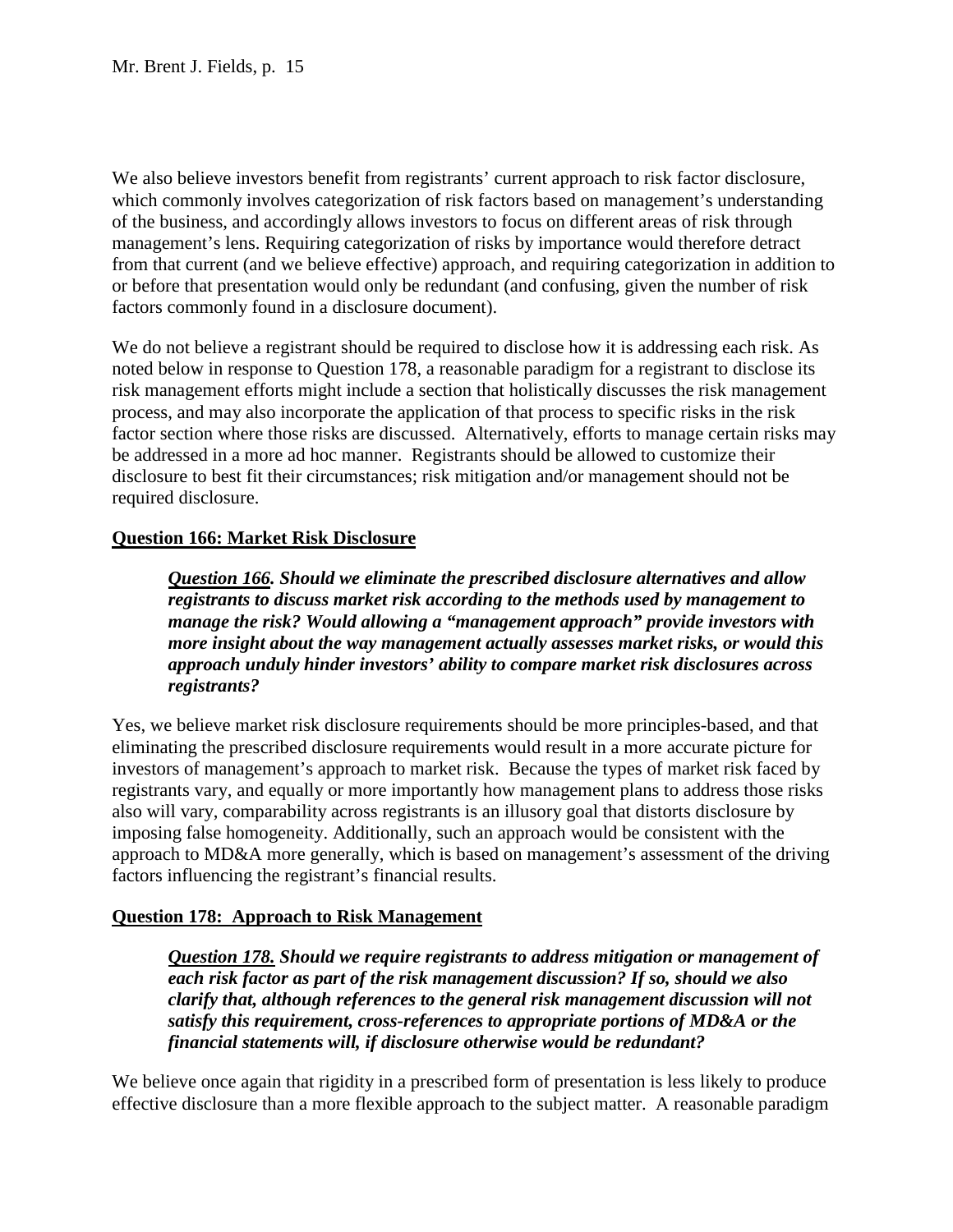We also believe investors benefit from registrants' current approach to risk factor disclosure, which commonly involves categorization of risk factors based on management's understanding of the business, and accordingly allows investors to focus on different areas of risk through management's lens. Requiring categorization of risks by importance would therefore detract from that current (and we believe effective) approach, and requiring categorization in addition to or before that presentation would only be redundant (and confusing, given the number of risk factors commonly found in a disclosure document).

We do not believe a registrant should be required to disclose how it is addressing each risk. As noted below in response to Question 178, a reasonable paradigm for a registrant to disclose its risk management efforts might include a section that holistically discusses the risk management process, and may also incorporate the application of that process to specific risks in the risk factor section where those risks are discussed. Alternatively, efforts to manage certain risks may be addressed in a more ad hoc manner. Registrants should be allowed to customize their disclosure to best fit their circumstances; risk mitigation and/or management should not be required disclosure.

**Question 166: Market Risk Disclosure**

> ***Question 166.*** ***Should we eliminate the prescribed disclosure alternatives and allow registrants to discuss market risk according to the methods used by management to manage the risk? Would allowing a "management approach" provide investors with more insight about the way management actually assesses market risks, or would this approach unduly hinder investors' ability to compare market risk disclosures across registrants?***

Yes, we believe market risk disclosure requirements should be more principles-based, and that eliminating the prescribed disclosure requirements would result in a more accurate picture for investors of management's approach to market risk. Because the types of market risk faced by registrants vary, and equally or more importantly how management plans to address those risks also will vary, comparability across registrants is an illusory goal that distorts disclosure by imposing false homogeneity. Additionally, such an approach would be consistent with the approach to MD&A more generally, which is based on management's assessment of the driving factors influencing the registrant's financial results.

**Question 178: Approach to Risk Management**

> ***Question 178.*** ***Should we require registrants to address mitigation or management of each risk factor as part of the risk management discussion? If so, should we also clarify that, although references to the general risk management discussion will not satisfy this requirement, cross-references to appropriate portions of MD&A or the financial statements will, if disclosure otherwise would be redundant?***

We believe once again that rigidity in a prescribed form of presentation is less likely to produce effective disclosure than a more flexible approach to the subject matter. A reasonable paradigm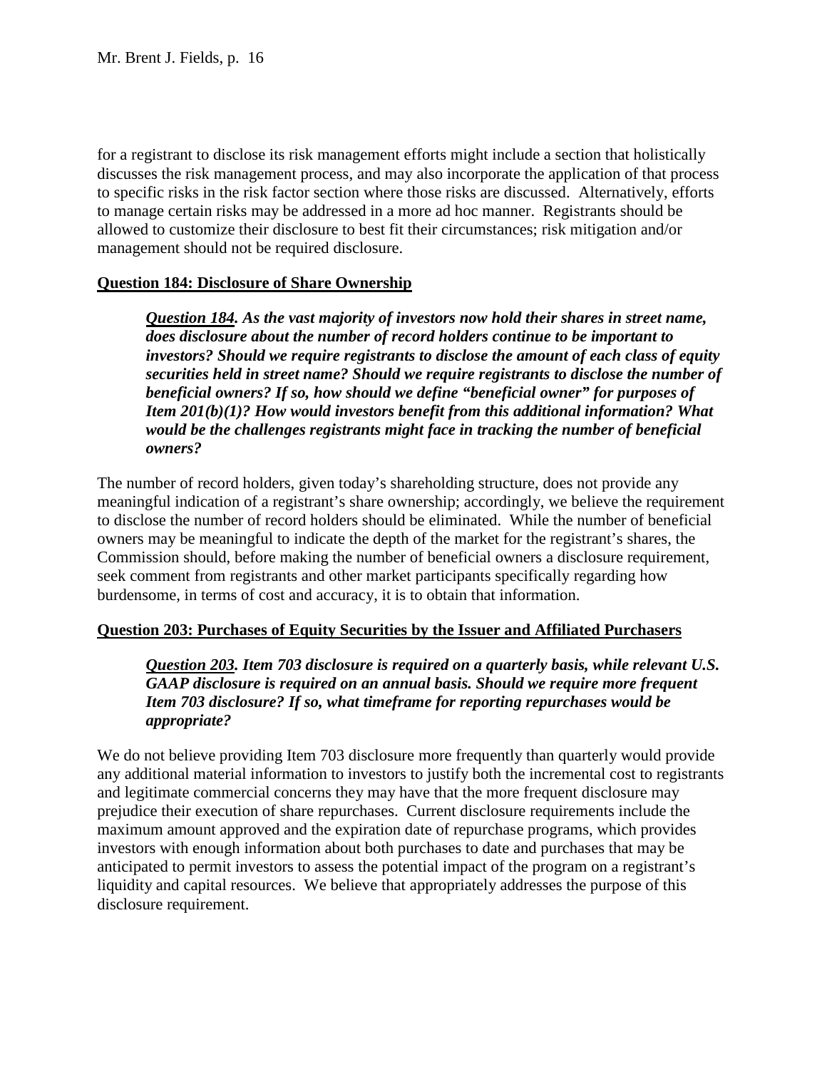for a registrant to disclose its risk management efforts might include a section that holistically discusses the risk management process, and may also incorporate the application of that process to specific risks in the risk factor section where those risks are discussed. Alternatively, efforts to manage certain risks may be addressed in a more ad hoc manner. Registrants should be allowed to customize their disclosure to best fit their circumstances; risk mitigation and/or management should not be required disclosure.

**Question 184: Disclosure of Share Ownership**

> ***Question 184*. As the vast majority of investors now hold their shares in street name, does disclosure about the number of record holders continue to be important to investors? Should we require registrants to disclose the amount of each class of equity securities held in street name? Should we require registrants to disclose the number of beneficial owners? If so, how should we define "beneficial owner" for purposes of Item 201(b)(1)? How would investors benefit from this additional information? What would be the challenges registrants might face in tracking the number of beneficial owners?**

The number of record holders, given today's shareholding structure, does not provide any meaningful indication of a registrant's share ownership; accordingly, we believe the requirement to disclose the number of record holders should be eliminated. While the number of beneficial owners may be meaningful to indicate the depth of the market for the registrant's shares, the Commission should, before making the number of beneficial owners a disclosure requirement, seek comment from registrants and other market participants specifically regarding how burdensome, in terms of cost and accuracy, it is to obtain that information.

**Question 203: Purchases of Equity Securities by the Issuer and Affiliated Purchasers**

> ***Question 203*. Item 703 disclosure is required on a quarterly basis, while relevant U.S. GAAP disclosure is required on an annual basis. Should we require more frequent Item 703 disclosure? If so, what timeframe for reporting repurchases would be appropriate?**

We do not believe providing Item 703 disclosure more frequently than quarterly would provide any additional material information to investors to justify both the incremental cost to registrants and legitimate commercial concerns they may have that the more frequent disclosure may prejudice their execution of share repurchases. Current disclosure requirements include the maximum amount approved and the expiration date of repurchase programs, which provides investors with enough information about both purchases to date and purchases that may be anticipated to permit investors to assess the potential impact of the program on a registrant's liquidity and capital resources. We believe that appropriately addresses the purpose of this disclosure requirement.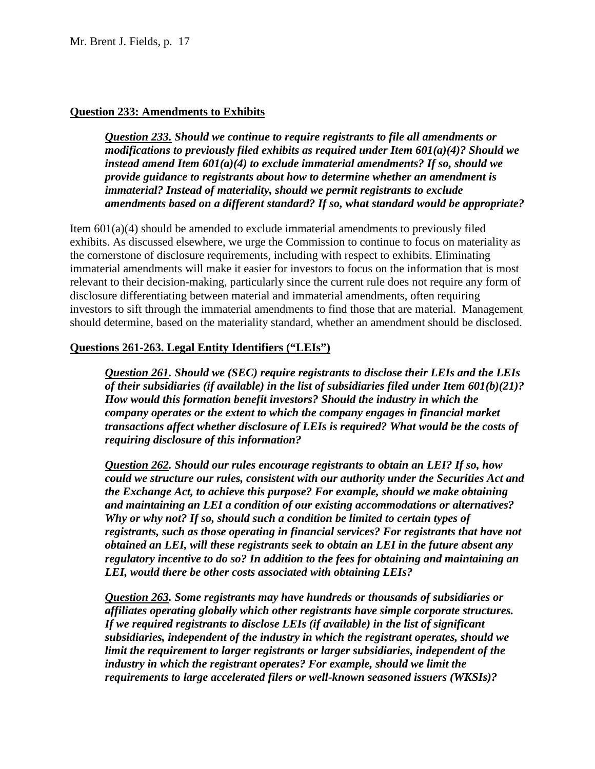**Question 233: Amendments to Exhibits**

> ***Question 233.** Should we continue to require registrants to file all amendments or modifications to previously filed exhibits as required under Item 601(a)(4)? Should we instead amend Item 601(a)(4) to exclude immaterial amendments? If so, should we provide guidance to registrants about how to determine whether an amendment is immaterial? Instead of materiality, should we permit registrants to exclude amendments based on a different standard? If so, what standard would be appropriate?*

Item 601(a)(4) should be amended to exclude immaterial amendments to previously filed exhibits. As discussed elsewhere, we urge the Commission to continue to focus on materiality as the cornerstone of disclosure requirements, including with respect to exhibits. Eliminating immaterial amendments will make it easier for investors to focus on the information that is most relevant to their decision-making, particularly since the current rule does not require any form of disclosure differentiating between material and immaterial amendments, often requiring investors to sift through the immaterial amendments to find those that are material. Management should determine, based on the materiality standard, whether an amendment should be disclosed.

**Questions 261-263. Legal Entity Identifiers ("LEIs")**

> ***Question 261.** Should we (SEC) require registrants to disclose their LEIs and the LEIs of their subsidiaries (if available) in the list of subsidiaries filed under Item 601(b)(21)? How would this formation benefit investors? Should the industry in which the company operates or the extent to which the company engages in financial market transactions affect whether disclosure of LEIs is required? What would be the costs of requiring disclosure of this information?*
>
> ***Question 262.** Should our rules encourage registrants to obtain an LEI? If so, how could we structure our rules, consistent with our authority under the Securities Act and the Exchange Act, to achieve this purpose? For example, should we make obtaining and maintaining an LEI a condition of our existing accommodations or alternatives? Why or why not? If so, should such a condition be limited to certain types of registrants, such as those operating in financial services? For registrants that have not obtained an LEI, will these registrants seek to obtain an LEI in the future absent any regulatory incentive to do so? In addition to the fees for obtaining and maintaining an LEI, would there be other costs associated with obtaining LEIs?*
>
> ***Question 263.** Some registrants may have hundreds or thousands of subsidiaries or affiliates operating globally which other registrants have simple corporate structures. If we required registrants to disclose LEIs (if available) in the list of significant subsidiaries, independent of the industry in which the registrant operates, should we limit the requirement to larger registrants or larger subsidiaries, independent of the industry in which the registrant operates? For example, should we limit the requirements to large accelerated filers or well-known seasoned issuers (WKSIs)?*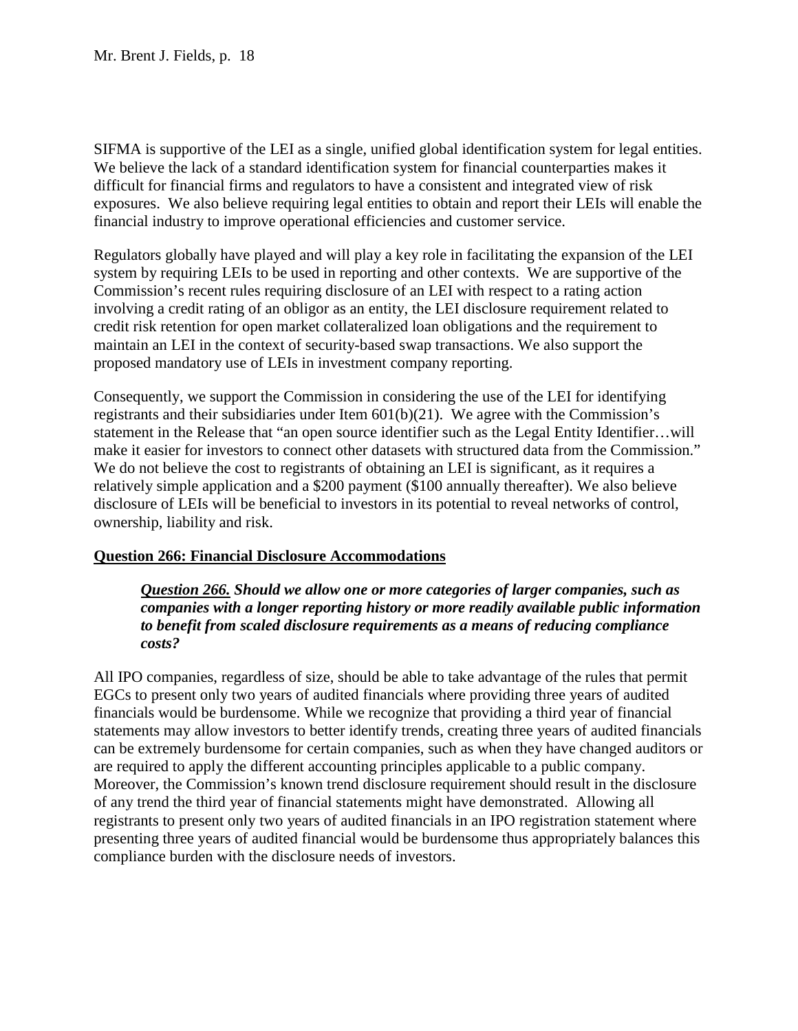SIFMA is supportive of the LEI as a single, unified global identification system for legal entities. We believe the lack of a standard identification system for financial counterparties makes it difficult for financial firms and regulators to have a consistent and integrated view of risk exposures. We also believe requiring legal entities to obtain and report their LEIs will enable the financial industry to improve operational efficiencies and customer service.

Regulators globally have played and will play a key role in facilitating the expansion of the LEI system by requiring LEIs to be used in reporting and other contexts. We are supportive of the Commission's recent rules requiring disclosure of an LEI with respect to a rating action involving a credit rating of an obligor as an entity, the LEI disclosure requirement related to credit risk retention for open market collateralized loan obligations and the requirement to maintain an LEI in the context of security-based swap transactions. We also support the proposed mandatory use of LEIs in investment company reporting.

Consequently, we support the Commission in considering the use of the LEI for identifying registrants and their subsidiaries under Item 601(b)(21). We agree with the Commission's statement in the Release that "an open source identifier such as the Legal Entity Identifier…will make it easier for investors to connect other datasets with structured data from the Commission." We do not believe the cost to registrants of obtaining an LEI is significant, as it requires a relatively simple application and a $200 payment ($100 annually thereafter). We also believe disclosure of LEIs will be beneficial to investors in its potential to reveal networks of control, ownership, liability and risk.

**<u>Question 266: Financial Disclosure Accommodations</u>**

> ***<u>Question 266.</u> Should we allow one or more categories of larger companies, such as companies with a longer reporting history or more readily available public information to benefit from scaled disclosure requirements as a means of reducing compliance costs?***

All IPO companies, regardless of size, should be able to take advantage of the rules that permit EGCs to present only two years of audited financials where providing three years of audited financials would be burdensome. While we recognize that providing a third year of financial statements may allow investors to better identify trends, creating three years of audited financials can be extremely burdensome for certain companies, such as when they have changed auditors or are required to apply the different accounting principles applicable to a public company. Moreover, the Commission's known trend disclosure requirement should result in the disclosure of any trend the third year of financial statements might have demonstrated. Allowing all registrants to present only two years of audited financials in an IPO registration statement where presenting three years of audited financial would be burdensome thus appropriately balances this compliance burden with the disclosure needs of investors.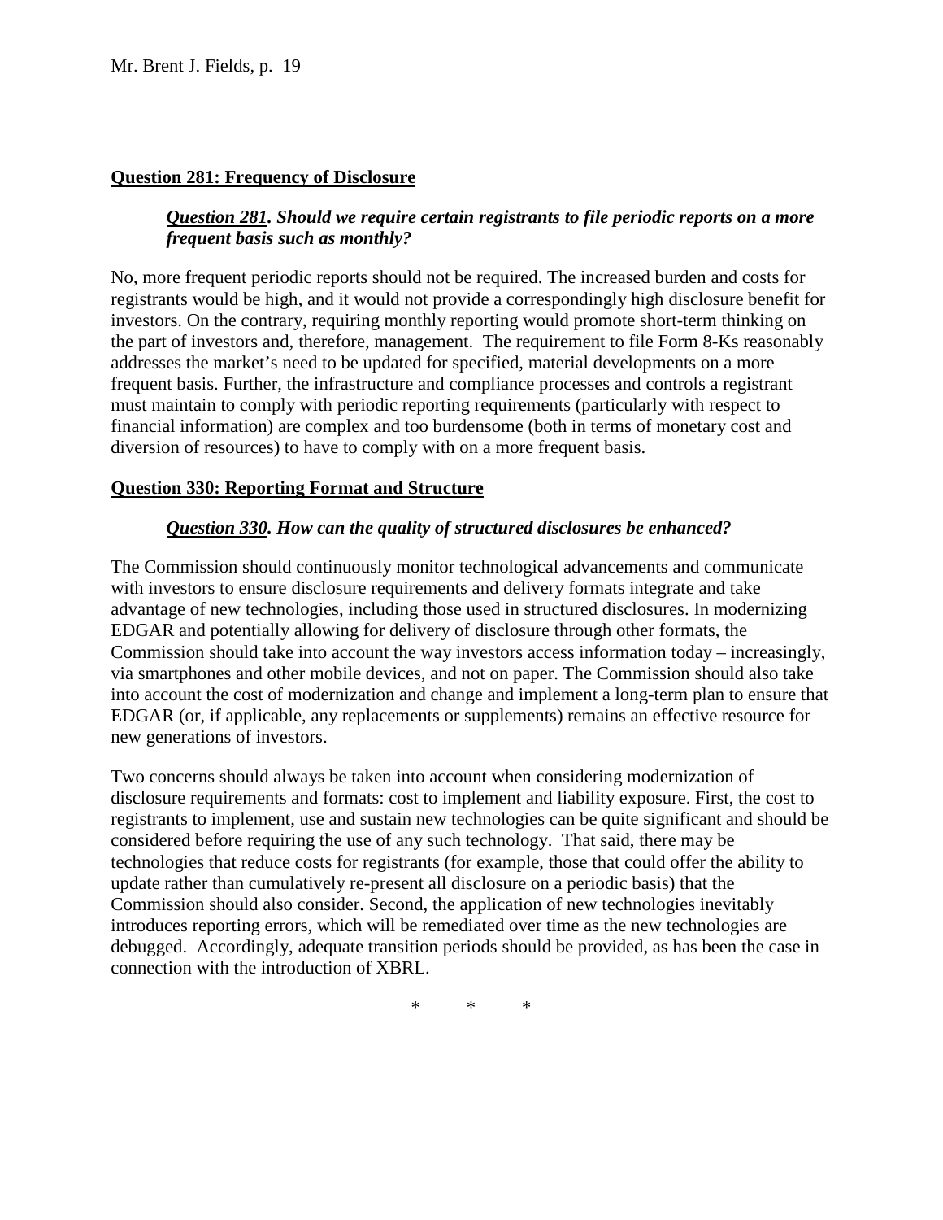**<u>Question 281: Frequency of Disclosure</u>**

> ***<u>Question 281</u>. Should we require certain registrants to file periodic reports on a more frequent basis such as monthly?***

No, more frequent periodic reports should not be required. The increased burden and costs for registrants would be high, and it would not provide a correspondingly high disclosure benefit for investors. On the contrary, requiring monthly reporting would promote short-term thinking on the part of investors and, therefore, management. The requirement to file Form 8-Ks reasonably addresses the market's need to be updated for specified, material developments on a more frequent basis. Further, the infrastructure and compliance processes and controls a registrant must maintain to comply with periodic reporting requirements (particularly with respect to financial information) are complex and too burdensome (both in terms of monetary cost and diversion of resources) to have to comply with on a more frequent basis.

**<u>Question 330: Reporting Format and Structure</u>**

> ***<u>Question 330</u>. How can the quality of structured disclosures be enhanced?***

The Commission should continuously monitor technological advancements and communicate with investors to ensure disclosure requirements and delivery formats integrate and take advantage of new technologies, including those used in structured disclosures. In modernizing EDGAR and potentially allowing for delivery of disclosure through other formats, the Commission should take into account the way investors access information today – increasingly, via smartphones and other mobile devices, and not on paper. The Commission should also take into account the cost of modernization and change and implement a long-term plan to ensure that EDGAR (or, if applicable, any replacements or supplements) remains an effective resource for new generations of investors.

Two concerns should always be taken into account when considering modernization of disclosure requirements and formats: cost to implement and liability exposure. First, the cost to registrants to implement, use and sustain new technologies can be quite significant and should be considered before requiring the use of any such technology. That said, there may be technologies that reduce costs for registrants (for example, those that could offer the ability to update rather than cumulatively re-present all disclosure on a periodic basis) that the Commission should also consider. Second, the application of new technologies inevitably introduces reporting errors, which will be remediated over time as the new technologies are debugged. Accordingly, adequate transition periods should be provided, as has been the case in connection with the introduction of XBRL.

\*  \*  \*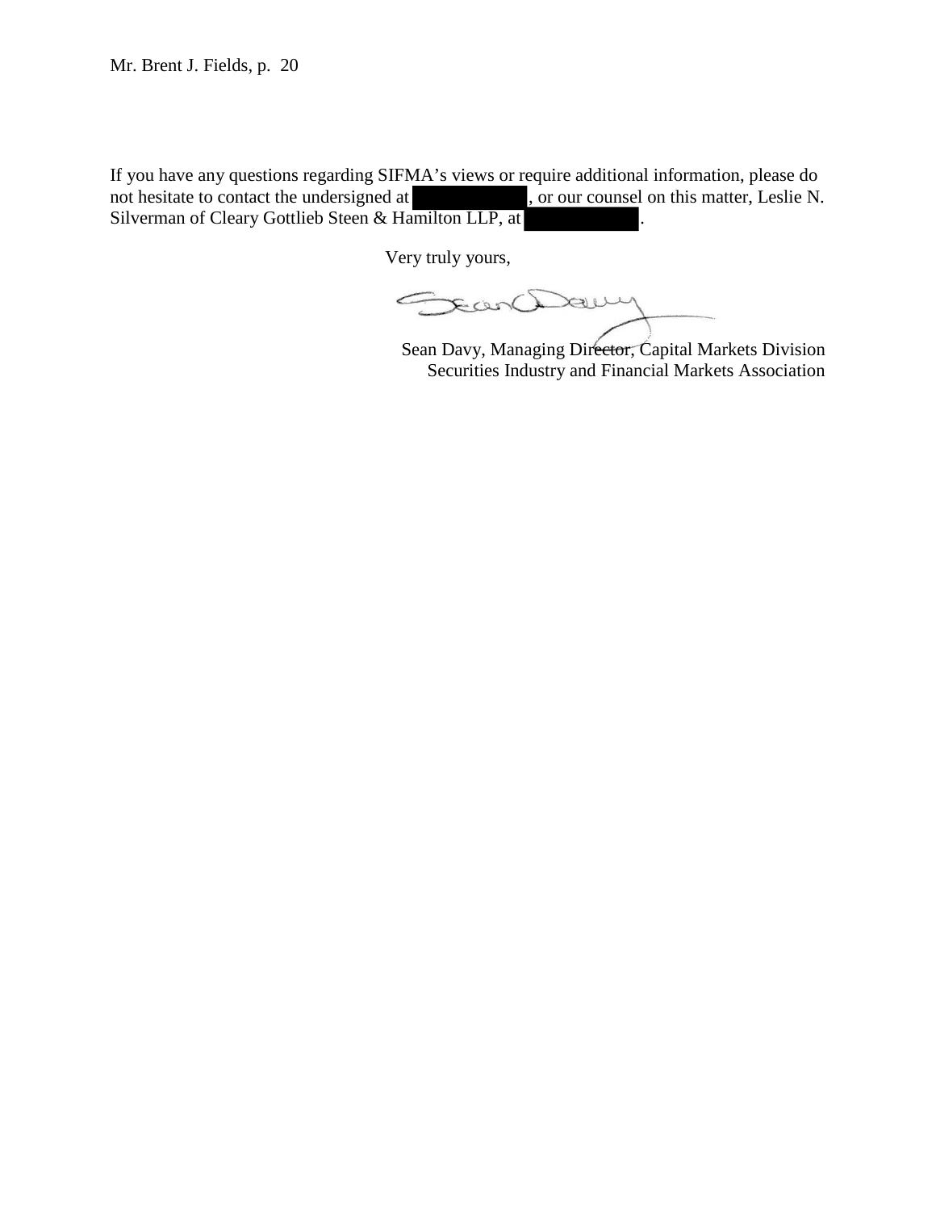If you have any questions regarding SIFMA's views or require additional information, please do not hesitate to contact the undersigned at [REDACTED], or our counsel on this matter, Leslie N. Silverman of Cleary Gottlieb Steen & Hamilton LLP, at [REDACTED].

Very truly yours,

Sean Davy, Managing Director, Capital Markets Division
Securities Industry and Financial Markets Association